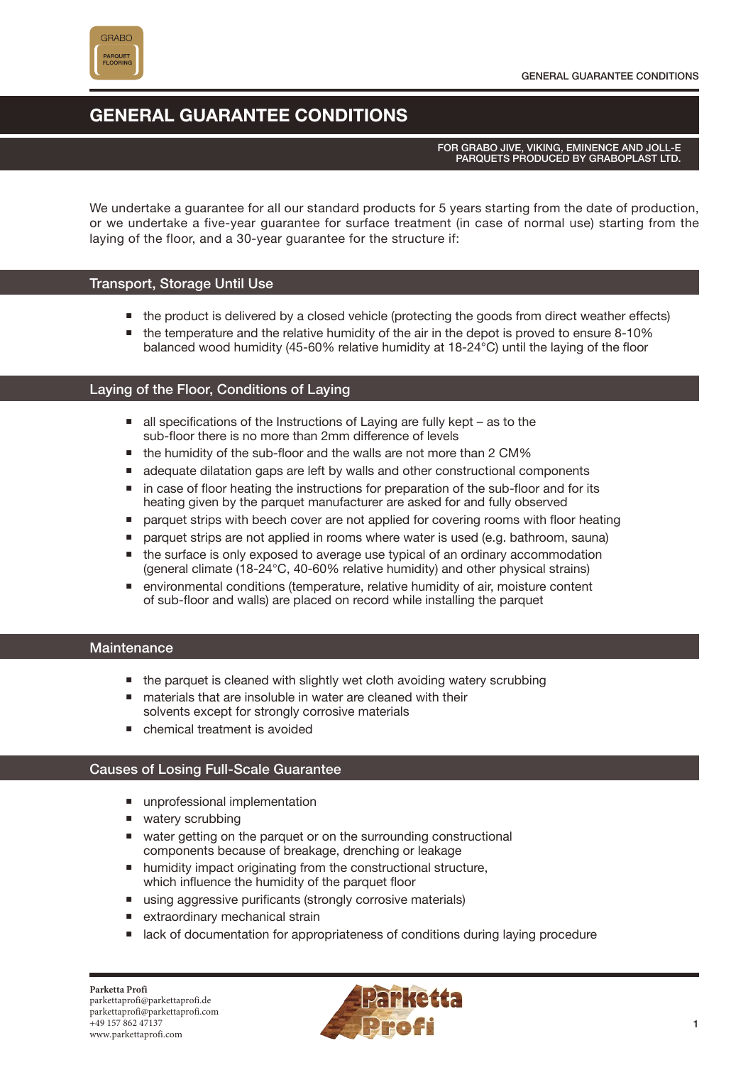# GENERAL GUARANTEE CONDITIONS

**FOR GRABO JIVE, VIKING, EMINENCE AND JOLL-E PARQUETS PRODUCED BY GRABOPLAST LTD.**

We undertake a guarantee for all our standard products for 5 years starting from the date of production, or we undertake a five-year guarantee for surface treatment (in case of normal use) starting from the laying of the floor, and a 30-year guarantee for the structure if:

## Transport, Storage Until Use

- the product is delivered by a closed vehicle (protecting the goods from direct weather effects)
- the temperature and the relative humidity of the air in the depot is proved to ensure 8-10% balanced wood humidity (45-60% relative humidity at 18-24°C) until the laying of the floor

## Laying of the Floor, Conditions of Laying

- all specifications of the Instructions of Laying are fully kept – as to the sub-floor there is no more than 2mm difference of levels
- the humidity of the sub-floor and the walls are not more than 2 CM%
- adequate dilatation gaps are left by walls and other constructional components
- in case of floor heating the instructions for preparation of the sub-floor and for its heating given by the parquet manufacturer are asked for and fully observed
- parquet strips with beech cover are not applied for covering rooms with floor heating
- parquet strips are not applied in rooms where water is used (e.g. bathroom, sauna)
- the surface is only exposed to average use typical of an ordinary accommodation (general climate (18-24°C, 40-60% relative humidity) and other physical strains)
- environmental conditions (temperature, relative humidity of air, moisture content of sub-floor and walls) are placed on record while installing the parquet

## Maintenance

- the parquet is cleaned with slightly wet cloth avoiding watery scrubbing
- materials that are insoluble in water are cleaned with their solvents except for strongly corrosive materials
- chemical treatment is avoided

## Causes of Losing Full-Scale Guarantee

- unprofessional implementation
- watery scrubbing
- water getting on the parquet or on the surrounding constructional components because of breakage, drenching or leakage
- humidity impact originating from the constructional structure, which influence the humidity of the parquet floor
- using aggressive purificants (strongly corrosive materials)
- extraordinary mechanical strain
- lack of documentation for appropriateness of conditions during laying procedure

**Parketta Profi**
parkettaprofi@parkettaprofi.de
parkettaprofi@parkettaprofi.com
+49 157 862 47137
www.parkettaprofi.com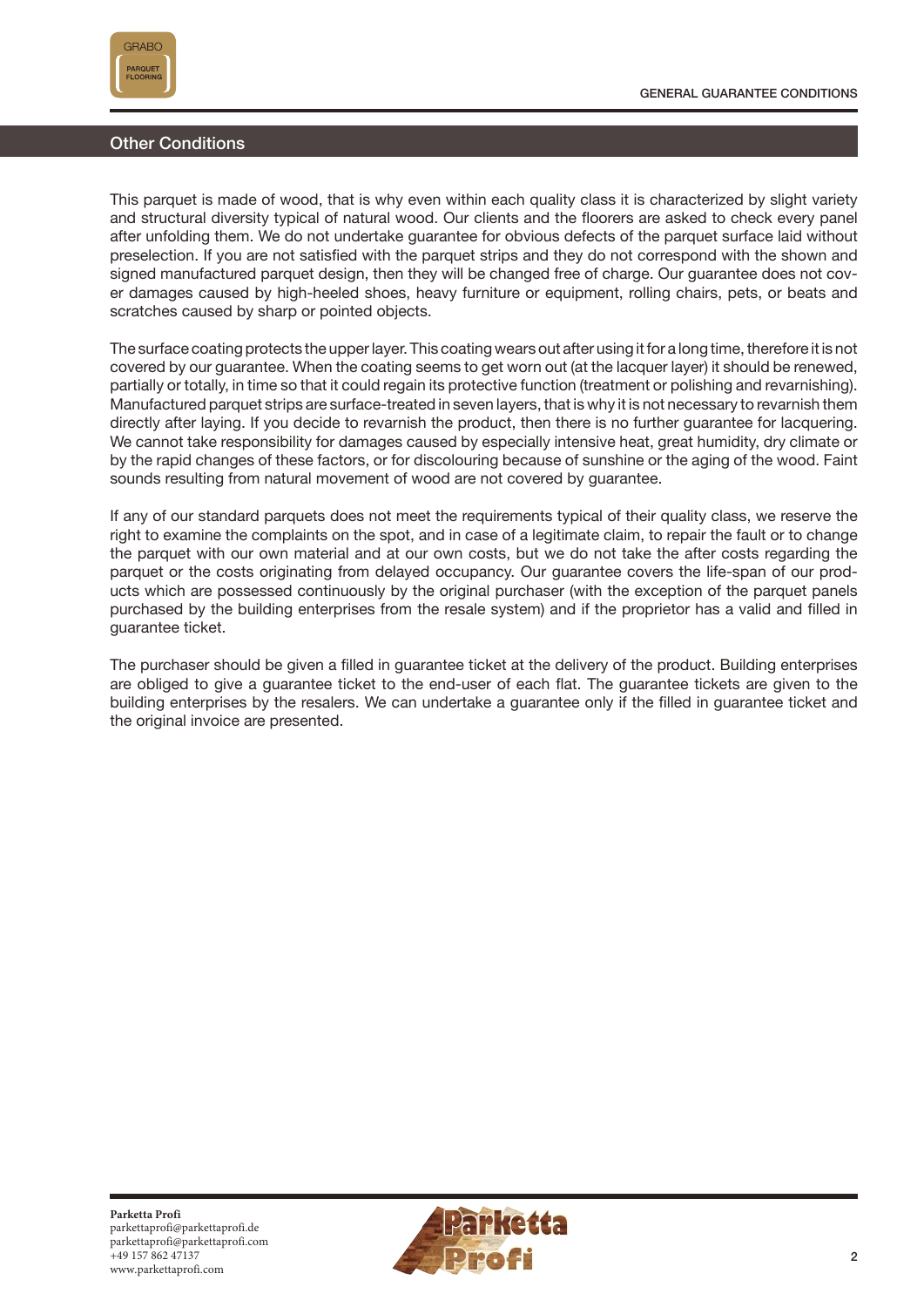## Other Conditions

This parquet is made of wood, that is why even within each quality class it is characterized by slight variety and structural diversity typical of natural wood. Our clients and the floorers are asked to check every panel after unfolding them. We do not undertake guarantee for obvious defects of the parquet surface laid without preselection. If you are not satisfied with the parquet strips and they do not correspond with the shown and signed manufactured parquet design, then they will be changed free of charge. Our guarantee does not cover damages caused by high-heeled shoes, heavy furniture or equipment, rolling chairs, pets, or beats and scratches caused by sharp or pointed objects.

The surface coating protects the upper layer. This coating wears out after using it for a long time, therefore it is not covered by our guarantee. When the coating seems to get worn out (at the lacquer layer) it should be renewed, partially or totally, in time so that it could regain its protective function (treatment or polishing and revarnishing). Manufactured parquet strips are surface-treated in seven layers, that is why it is not necessary to revarnish them directly after laying. If you decide to revarnish the product, then there is no further guarantee for lacquering. We cannot take responsibility for damages caused by especially intensive heat, great humidity, dry climate or by the rapid changes of these factors, or for discolouring because of sunshine or the aging of the wood. Faint sounds resulting from natural movement of wood are not covered by guarantee.

If any of our standard parquets does not meet the requirements typical of their quality class, we reserve the right to examine the complaints on the spot, and in case of a legitimate claim, to repair the fault or to change the parquet with our own material and at our own costs, but we do not take the after costs regarding the parquet or the costs originating from delayed occupancy. Our guarantee covers the life-span of our products which are possessed continuously by the original purchaser (with the exception of the parquet panels purchased by the building enterprises from the resale system) and if the proprietor has a valid and filled in guarantee ticket.

The purchaser should be given a filled in guarantee ticket at the delivery of the product. Building enterprises are obliged to give a guarantee ticket to the end-user of each flat. The guarantee tickets are given to the building enterprises by the resalers. We can undertake a guarantee only if the filled in guarantee ticket and the original invoice are presented.